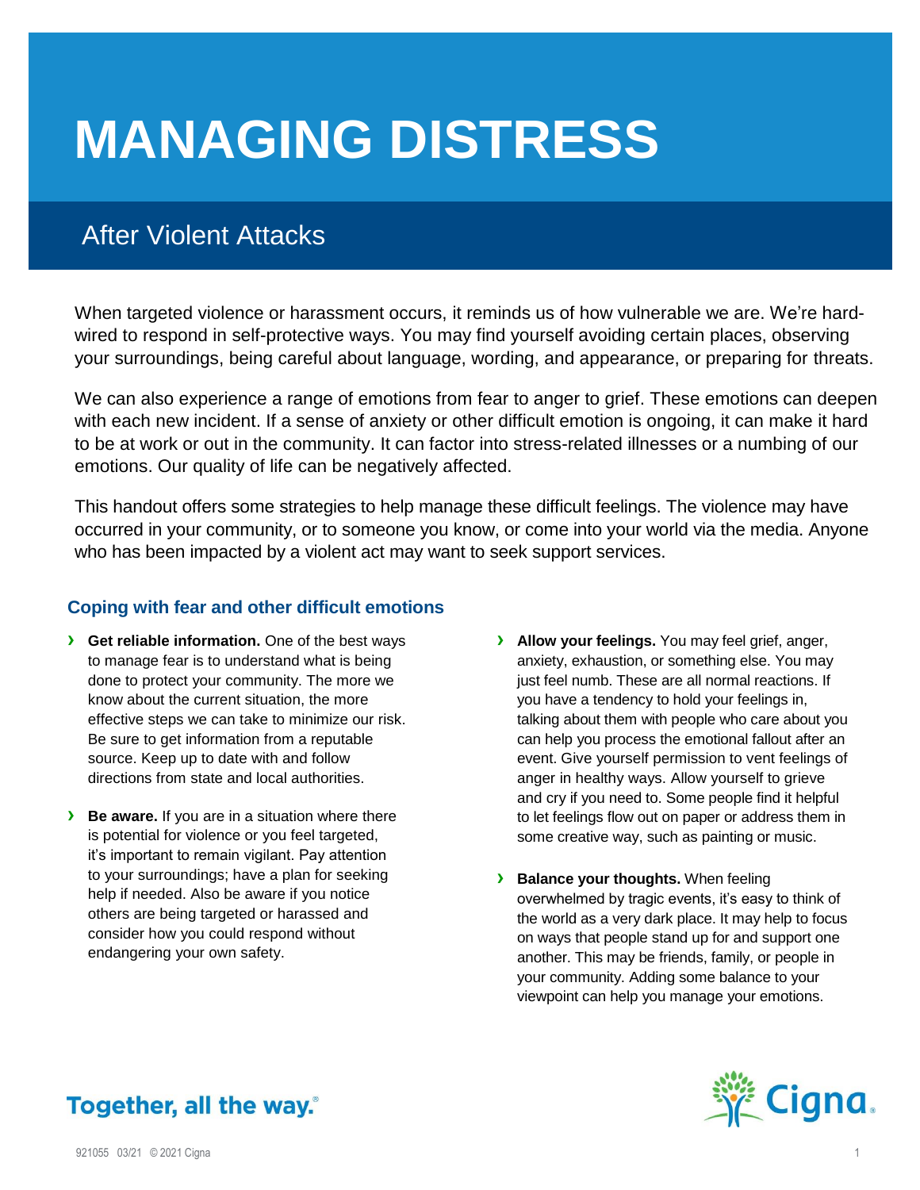# MANAGING DISTRESS

## After Violent Attacks

When targeted violence or harassment occurs, it reminds us of how vulnerable we are. We're hard-wired to respond in self-protective ways. You may find yourself avoiding certain places, observing your surroundings, being careful about language, wording, and appearance, or preparing for threats.

We can also experience a range of emotions from fear to anger to grief. These emotions can deepen with each new incident. If a sense of anxiety or other difficult emotion is ongoing, it can make it hard to be at work or out in the community. It can factor into stress-related illnesses or a numbing of our emotions. Our quality of life can be negatively affected.

This handout offers some strategies to help manage these difficult feelings. The violence may have occurred in your community, or to someone you know, or come into your world via the media. Anyone who has been impacted by a violent act may want to seek support services.

### Coping with fear and other difficult emotions

- **Get reliable information.** One of the best ways to manage fear is to understand what is being done to protect your community. The more we know about the current situation, the more effective steps we can take to minimize our risk. Be sure to get information from a reputable source. Keep up to date with and follow directions from state and local authorities.
- **Be aware.** If you are in a situation where there is potential for violence or you feel targeted, it's important to remain vigilant. Pay attention to your surroundings; have a plan for seeking help if needed. Also be aware if you notice others are being targeted or harassed and consider how you could respond without endangering your own safety.
- **Allow your feelings.** You may feel grief, anger, anxiety, exhaustion, or something else. You may just feel numb. These are all normal reactions. If you have a tendency to hold your feelings in, talking about them with people who care about you can help you process the emotional fallout after an event. Give yourself permission to vent feelings of anger in healthy ways. Allow yourself to grieve and cry if you need to. Some people find it helpful to let feelings flow out on paper or address them in some creative way, such as painting or music.
- **Balance your thoughts.** When feeling overwhelmed by tragic events, it's easy to think of the world as a very dark place. It may help to focus on ways that people stand up for and support one another. This may be friends, family, or people in your community. Adding some balance to your viewpoint can help you manage your emotions.

Together, all the way.®

921055 03/21 © 2021 Cigna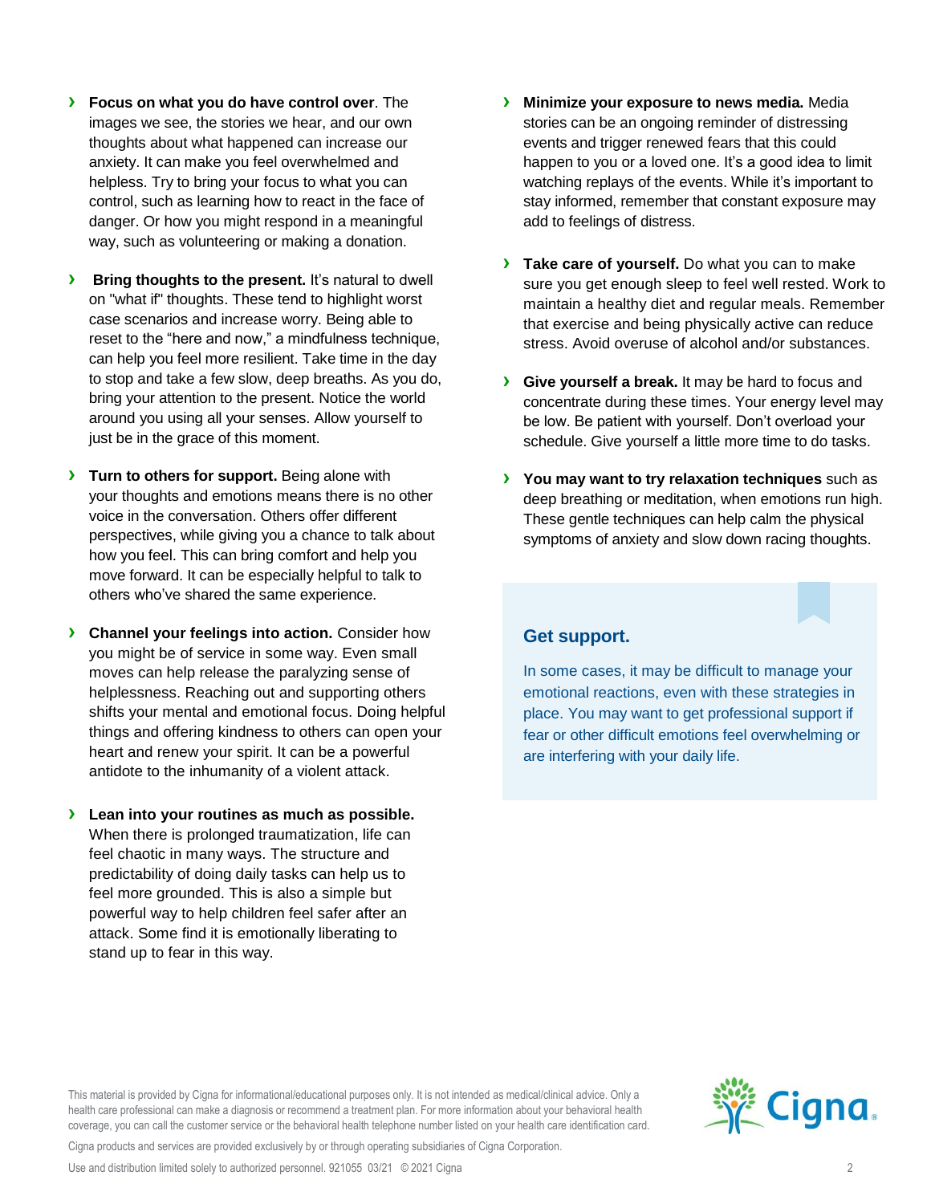- **Focus on what you do have control over**. The images we see, the stories we hear, and our own thoughts about what happened can increase our anxiety. It can make you feel overwhelmed and helpless. Try to bring your focus to what you can control, such as learning how to react in the face of danger. Or how you might respond in a meaningful way, such as volunteering or making a donation.
- **Bring thoughts to the present.** It's natural to dwell on "what if" thoughts. These tend to highlight worst case scenarios and increase worry. Being able to reset to the "here and now," a mindfulness technique, can help you feel more resilient. Take time in the day to stop and take a few slow, deep breaths. As you do, bring your attention to the present. Notice the world around you using all your senses. Allow yourself to just be in the grace of this moment.
- **Turn to others for support.** Being alone with your thoughts and emotions means there is no other voice in the conversation. Others offer different perspectives, while giving you a chance to talk about how you feel. This can bring comfort and help you move forward. It can be especially helpful to talk to others who've shared the same experience.
- **Channel your feelings into action.** Consider how you might be of service in some way. Even small moves can help release the paralyzing sense of helplessness. Reaching out and supporting others shifts your mental and emotional focus. Doing helpful things and offering kindness to others can open your heart and renew your spirit. It can be a powerful antidote to the inhumanity of a violent attack.
- **Lean into your routines as much as possible.** When there is prolonged traumatization, life can feel chaotic in many ways. The structure and predictability of doing daily tasks can help us to feel more grounded. This is also a simple but powerful way to help children feel safer after an attack. Some find it is emotionally liberating to stand up to fear in this way.
- **Minimize your exposure to news media.** Media stories can be an ongoing reminder of distressing events and trigger renewed fears that this could happen to you or a loved one. It's a good idea to limit watching replays of the events. While it's important to stay informed, remember that constant exposure may add to feelings of distress.
- **Take care of yourself.** Do what you can to make sure you get enough sleep to feel well rested. Work to maintain a healthy diet and regular meals. Remember that exercise and being physically active can reduce stress. Avoid overuse of alcohol and/or substances.
- **Give yourself a break.** It may be hard to focus and concentrate during these times. Your energy level may be low. Be patient with yourself. Don't overload your schedule. Give yourself a little more time to do tasks.
- **You may want to try relaxation techniques** such as deep breathing or meditation, when emotions run high. These gentle techniques can help calm the physical symptoms of anxiety and slow down racing thoughts.

### Get support.

In some cases, it may be difficult to manage your emotional reactions, even with these strategies in place. You may want to get professional support if fear or other difficult emotions feel overwhelming or are interfering with your daily life.

This material is provided by Cigna for informational/educational purposes only. It is not intended as medical/clinical advice. Only a health care professional can make a diagnosis or recommend a treatment plan. For more information about your behavioral health coverage, you can call the customer service or the behavioral health telephone number listed on your health care identification card.

Cigna products and services are provided exclusively by or through operating subsidiaries of Cigna Corporation.

Use and distribution limited solely to authorized personnel. 921055 03/21 © 2021 Cigna